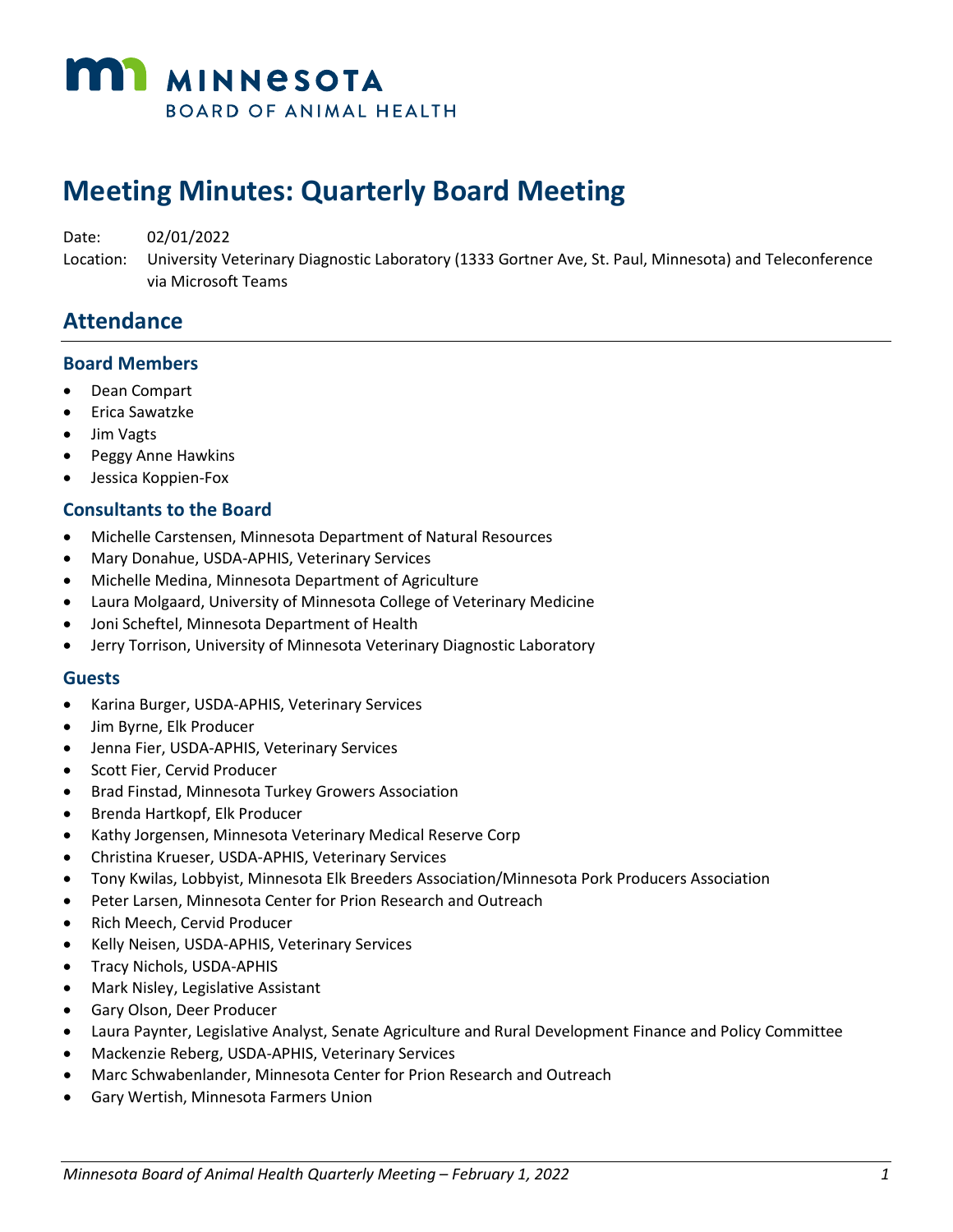MINNESOTA
BOARD OF ANIMAL HEALTH

# Meeting Minutes: Quarterly Board Meeting

Date: 02/01/2022

Location: University Veterinary Diagnostic Laboratory (1333 Gortner Ave, St. Paul, Minnesota) and Teleconference via Microsoft Teams

## Attendance

### Board Members

- Dean Compart
- Erica Sawatzke
- Jim Vagts
- Peggy Anne Hawkins
- Jessica Koppien-Fox

### Consultants to the Board

- Michelle Carstensen, Minnesota Department of Natural Resources
- Mary Donahue, USDA-APHIS, Veterinary Services
- Michelle Medina, Minnesota Department of Agriculture
- Laura Molgaard, University of Minnesota College of Veterinary Medicine
- Joni Scheftel, Minnesota Department of Health
- Jerry Torrison, University of Minnesota Veterinary Diagnostic Laboratory

### Guests

- Karina Burger, USDA-APHIS, Veterinary Services
- Jim Byrne, Elk Producer
- Jenna Fier, USDA-APHIS, Veterinary Services
- Scott Fier, Cervid Producer
- Brad Finstad, Minnesota Turkey Growers Association
- Brenda Hartkopf, Elk Producer
- Kathy Jorgensen, Minnesota Veterinary Medical Reserve Corp
- Christina Krueser, USDA-APHIS, Veterinary Services
- Tony Kwilas, Lobbyist, Minnesota Elk Breeders Association/Minnesota Pork Producers Association
- Peter Larsen, Minnesota Center for Prion Research and Outreach
- Rich Meech, Cervid Producer
- Kelly Neisen, USDA-APHIS, Veterinary Services
- Tracy Nichols, USDA-APHIS
- Mark Nisley, Legislative Assistant
- Gary Olson, Deer Producer
- Laura Paynter, Legislative Analyst, Senate Agriculture and Rural Development Finance and Policy Committee
- Mackenzie Reberg, USDA-APHIS, Veterinary Services
- Marc Schwabenlander, Minnesota Center for Prion Research and Outreach
- Gary Wertish, Minnesota Farmers Union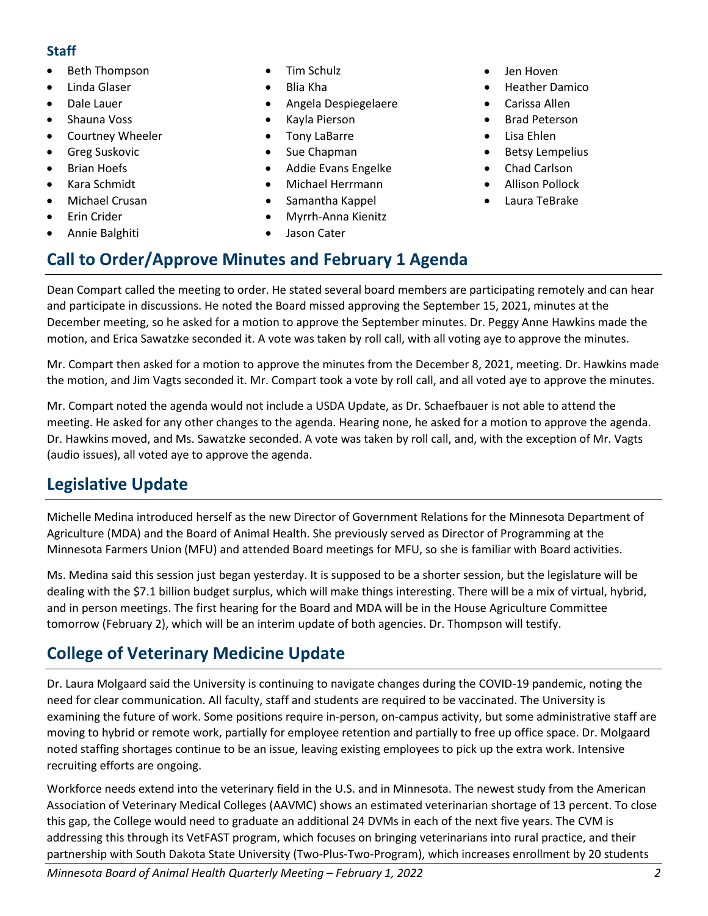### Staff

- Beth Thompson
- Linda Glaser
- Dale Lauer
- Shauna Voss
- Courtney Wheeler
- Greg Suskovic
- Brian Hoefs
- Kara Schmidt
- Michael Crusan
- Erin Crider
- Annie Balghiti
- Tim Schulz
- Blia Kha
- Angela Despiegelaere
- Kayla Pierson
- Tony LaBarre
- Sue Chapman
- Addie Evans Engelke
- Michael Herrmann
- Samantha Kappel
- Myrrh-Anna Kienitz
- Jason Cater
- Jen Hoven
- Heather Damico
- Carissa Allen
- Brad Peterson
- Lisa Ehlen
- Betsy Lempelius
- Chad Carlson
- Allison Pollock
- Laura TeBrake

## Call to Order/Approve Minutes and February 1 Agenda

Dean Compart called the meeting to order. He stated several board members are participating remotely and can hear and participate in discussions. He noted the Board missed approving the September 15, 2021, minutes at the December meeting, so he asked for a motion to approve the September minutes. Dr. Peggy Anne Hawkins made the motion, and Erica Sawatzke seconded it. A vote was taken by roll call, with all voting aye to approve the minutes.

Mr. Compart then asked for a motion to approve the minutes from the December 8, 2021, meeting. Dr. Hawkins made the motion, and Jim Vagts seconded it. Mr. Compart took a vote by roll call, and all voted aye to approve the minutes.

Mr. Compart noted the agenda would not include a USDA Update, as Dr. Schaefbauer is not able to attend the meeting. He asked for any other changes to the agenda. Hearing none, he asked for a motion to approve the agenda. Dr. Hawkins moved, and Ms. Sawatzke seconded. A vote was taken by roll call, and, with the exception of Mr. Vagts (audio issues), all voted aye to approve the agenda.

## Legislative Update

Michelle Medina introduced herself as the new Director of Government Relations for the Minnesota Department of Agriculture (MDA) and the Board of Animal Health. She previously served as Director of Programming at the Minnesota Farmers Union (MFU) and attended Board meetings for MFU, so she is familiar with Board activities.

Ms. Medina said this session just began yesterday. It is supposed to be a shorter session, but the legislature will be dealing with the $7.1 billion budget surplus, which will make things interesting. There will be a mix of virtual, hybrid, and in person meetings. The first hearing for the Board and MDA will be in the House Agriculture Committee tomorrow (February 2), which will be an interim update of both agencies. Dr. Thompson will testify.

## College of Veterinary Medicine Update

Dr. Laura Molgaard said the University is continuing to navigate changes during the COVID-19 pandemic, noting the need for clear communication. All faculty, staff and students are required to be vaccinated. The University is examining the future of work. Some positions require in-person, on-campus activity, but some administrative staff are moving to hybrid or remote work, partially for employee retention and partially to free up office space. Dr. Molgaard noted staffing shortages continue to be an issue, leaving existing employees to pick up the extra work. Intensive recruiting efforts are ongoing.

Workforce needs extend into the veterinary field in the U.S. and in Minnesota. The newest study from the American Association of Veterinary Medical Colleges (AAVMC) shows an estimated veterinarian shortage of 13 percent. To close this gap, the College would need to graduate an additional 24 DVMs in each of the next five years. The CVM is addressing this through its VetFAST program, which focuses on bringing veterinarians into rural practice, and their partnership with South Dakota State University (Two-Plus-Two-Program), which increases enrollment by 20 students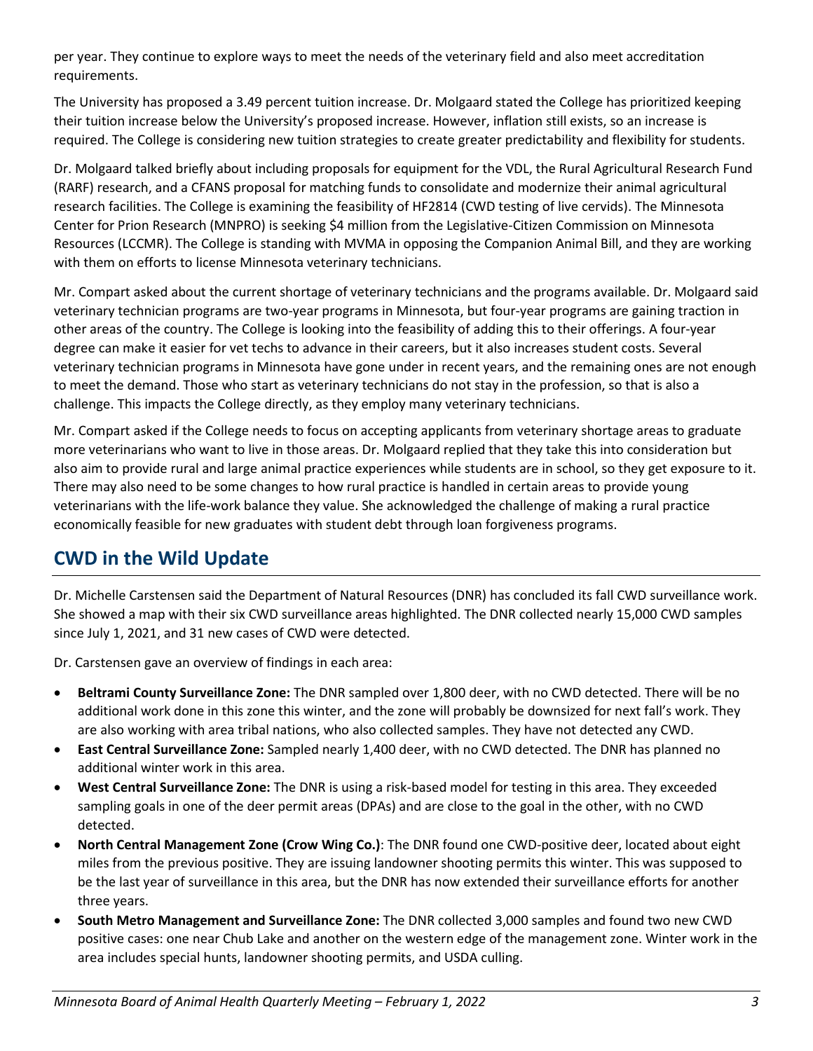per year. They continue to explore ways to meet the needs of the veterinary field and also meet accreditation requirements.

The University has proposed a 3.49 percent tuition increase. Dr. Molgaard stated the College has prioritized keeping their tuition increase below the University's proposed increase. However, inflation still exists, so an increase is required. The College is considering new tuition strategies to create greater predictability and flexibility for students.

Dr. Molgaard talked briefly about including proposals for equipment for the VDL, the Rural Agricultural Research Fund (RARF) research, and a CFANS proposal for matching funds to consolidate and modernize their animal agricultural research facilities. The College is examining the feasibility of HF2814 (CWD testing of live cervids). The Minnesota Center for Prion Research (MNPRO) is seeking $4 million from the Legislative-Citizen Commission on Minnesota Resources (LCCMR). The College is standing with MVMA in opposing the Companion Animal Bill, and they are working with them on efforts to license Minnesota veterinary technicians.

Mr. Compart asked about the current shortage of veterinary technicians and the programs available. Dr. Molgaard said veterinary technician programs are two-year programs in Minnesota, but four-year programs are gaining traction in other areas of the country. The College is looking into the feasibility of adding this to their offerings. A four-year degree can make it easier for vet techs to advance in their careers, but it also increases student costs. Several veterinary technician programs in Minnesota have gone under in recent years, and the remaining ones are not enough to meet the demand. Those who start as veterinary technicians do not stay in the profession, so that is also a challenge. This impacts the College directly, as they employ many veterinary technicians.

Mr. Compart asked if the College needs to focus on accepting applicants from veterinary shortage areas to graduate more veterinarians who want to live in those areas. Dr. Molgaard replied that they take this into consideration but also aim to provide rural and large animal practice experiences while students are in school, so they get exposure to it. There may also need to be some changes to how rural practice is handled in certain areas to provide young veterinarians with the life-work balance they value. She acknowledged the challenge of making a rural practice economically feasible for new graduates with student debt through loan forgiveness programs.

## CWD in the Wild Update

Dr. Michelle Carstensen said the Department of Natural Resources (DNR) has concluded its fall CWD surveillance work. She showed a map with their six CWD surveillance areas highlighted. The DNR collected nearly 15,000 CWD samples since July 1, 2021, and 31 new cases of CWD were detected.

Dr. Carstensen gave an overview of findings in each area:

- **Beltrami County Surveillance Zone:** The DNR sampled over 1,800 deer, with no CWD detected. There will be no additional work done in this zone this winter, and the zone will probably be downsized for next fall's work. They are also working with area tribal nations, who also collected samples. They have not detected any CWD.
- **East Central Surveillance Zone:** Sampled nearly 1,400 deer, with no CWD detected. The DNR has planned no additional winter work in this area.
- **West Central Surveillance Zone:** The DNR is using a risk-based model for testing in this area. They exceeded sampling goals in one of the deer permit areas (DPAs) and are close to the goal in the other, with no CWD detected.
- **North Central Management Zone (Crow Wing Co.)**: The DNR found one CWD-positive deer, located about eight miles from the previous positive. They are issuing landowner shooting permits this winter. This was supposed to be the last year of surveillance in this area, but the DNR has now extended their surveillance efforts for another three years.
- **South Metro Management and Surveillance Zone:** The DNR collected 3,000 samples and found two new CWD positive cases: one near Chub Lake and another on the western edge of the management zone. Winter work in the area includes special hunts, landowner shooting permits, and USDA culling.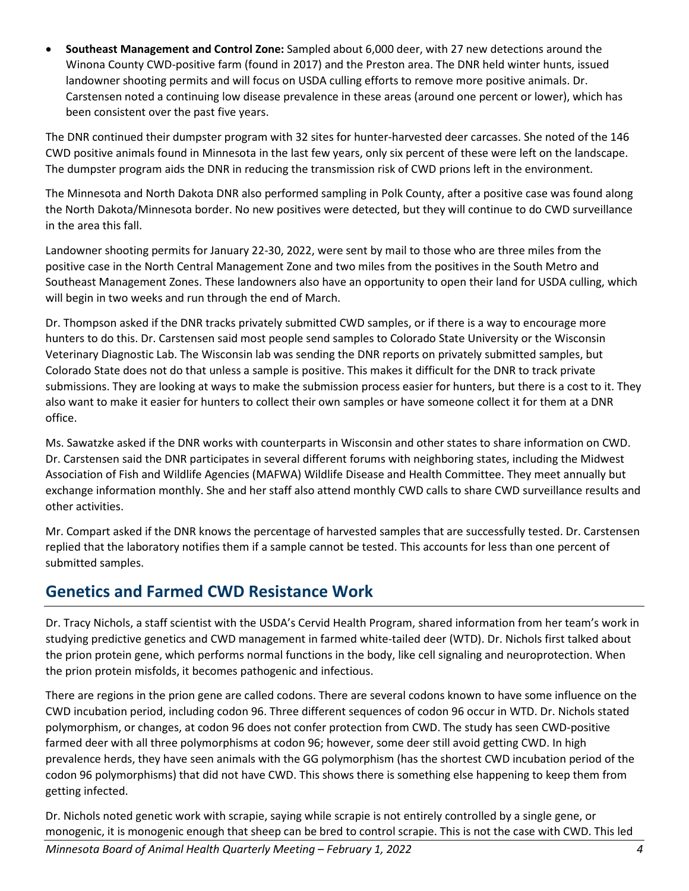- **Southeast Management and Control Zone:** Sampled about 6,000 deer, with 27 new detections around the Winona County CWD-positive farm (found in 2017) and the Preston area. The DNR held winter hunts, issued landowner shooting permits and will focus on USDA culling efforts to remove more positive animals. Dr. Carstensen noted a continuing low disease prevalence in these areas (around one percent or lower), which has been consistent over the past five years.

The DNR continued their dumpster program with 32 sites for hunter-harvested deer carcasses. She noted of the 146 CWD positive animals found in Minnesota in the last few years, only six percent of these were left on the landscape. The dumpster program aids the DNR in reducing the transmission risk of CWD prions left in the environment.

The Minnesota and North Dakota DNR also performed sampling in Polk County, after a positive case was found along the North Dakota/Minnesota border. No new positives were detected, but they will continue to do CWD surveillance in the area this fall.

Landowner shooting permits for January 22-30, 2022, were sent by mail to those who are three miles from the positive case in the North Central Management Zone and two miles from the positives in the South Metro and Southeast Management Zones. These landowners also have an opportunity to open their land for USDA culling, which will begin in two weeks and run through the end of March.

Dr. Thompson asked if the DNR tracks privately submitted CWD samples, or if there is a way to encourage more hunters to do this. Dr. Carstensen said most people send samples to Colorado State University or the Wisconsin Veterinary Diagnostic Lab. The Wisconsin lab was sending the DNR reports on privately submitted samples, but Colorado State does not do that unless a sample is positive. This makes it difficult for the DNR to track private submissions. They are looking at ways to make the submission process easier for hunters, but there is a cost to it. They also want to make it easier for hunters to collect their own samples or have someone collect it for them at a DNR office.

Ms. Sawatzke asked if the DNR works with counterparts in Wisconsin and other states to share information on CWD. Dr. Carstensen said the DNR participates in several different forums with neighboring states, including the Midwest Association of Fish and Wildlife Agencies (MAFWA) Wildlife Disease and Health Committee. They meet annually but exchange information monthly. She and her staff also attend monthly CWD calls to share CWD surveillance results and other activities.

Mr. Compart asked if the DNR knows the percentage of harvested samples that are successfully tested. Dr. Carstensen replied that the laboratory notifies them if a sample cannot be tested. This accounts for less than one percent of submitted samples.

## Genetics and Farmed CWD Resistance Work

Dr. Tracy Nichols, a staff scientist with the USDA's Cervid Health Program, shared information from her team's work in studying predictive genetics and CWD management in farmed white-tailed deer (WTD). Dr. Nichols first talked about the prion protein gene, which performs normal functions in the body, like cell signaling and neuroprotection. When the prion protein misfolds, it becomes pathogenic and infectious.

There are regions in the prion gene are called codons. There are several codons known to have some influence on the CWD incubation period, including codon 96. Three different sequences of codon 96 occur in WTD. Dr. Nichols stated polymorphism, or changes, at codon 96 does not confer protection from CWD. The study has seen CWD-positive farmed deer with all three polymorphisms at codon 96; however, some deer still avoid getting CWD. In high prevalence herds, they have seen animals with the GG polymorphism (has the shortest CWD incubation period of the codon 96 polymorphisms) that did not have CWD. This shows there is something else happening to keep them from getting infected.

Dr. Nichols noted genetic work with scrapie, saying while scrapie is not entirely controlled by a single gene, or monogenic, it is monogenic enough that sheep can be bred to control scrapie. This is not the case with CWD. This led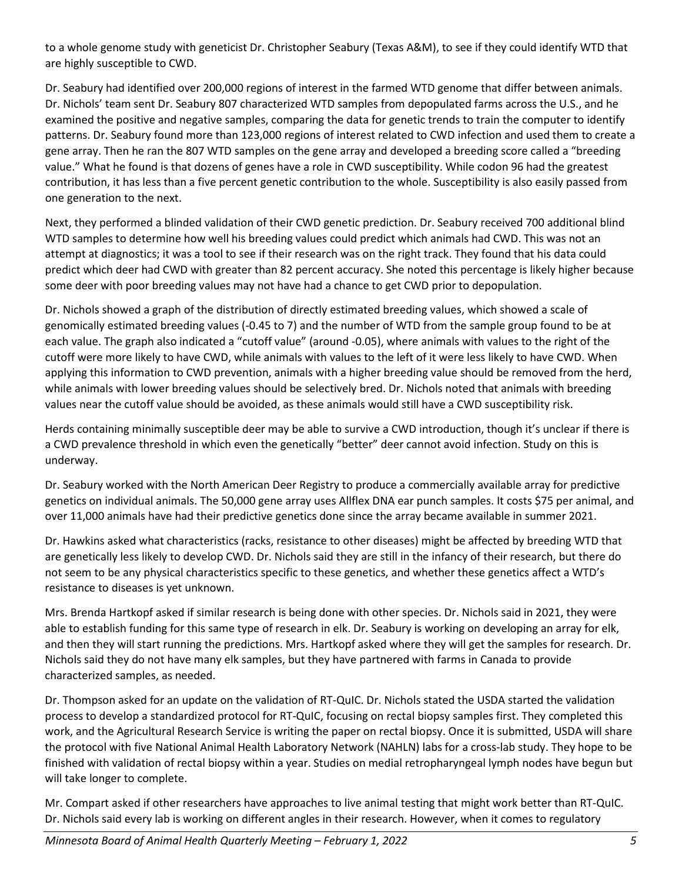to a whole genome study with geneticist Dr. Christopher Seabury (Texas A&M), to see if they could identify WTD that are highly susceptible to CWD.

Dr. Seabury had identified over 200,000 regions of interest in the farmed WTD genome that differ between animals. Dr. Nichols' team sent Dr. Seabury 807 characterized WTD samples from depopulated farms across the U.S., and he examined the positive and negative samples, comparing the data for genetic trends to train the computer to identify patterns. Dr. Seabury found more than 123,000 regions of interest related to CWD infection and used them to create a gene array. Then he ran the 807 WTD samples on the gene array and developed a breeding score called a "breeding value." What he found is that dozens of genes have a role in CWD susceptibility. While codon 96 had the greatest contribution, it has less than a five percent genetic contribution to the whole. Susceptibility is also easily passed from one generation to the next.

Next, they performed a blinded validation of their CWD genetic prediction. Dr. Seabury received 700 additional blind WTD samples to determine how well his breeding values could predict which animals had CWD. This was not an attempt at diagnostics; it was a tool to see if their research was on the right track. They found that his data could predict which deer had CWD with greater than 82 percent accuracy. She noted this percentage is likely higher because some deer with poor breeding values may not have had a chance to get CWD prior to depopulation.

Dr. Nichols showed a graph of the distribution of directly estimated breeding values, which showed a scale of genomically estimated breeding values (-0.45 to 7) and the number of WTD from the sample group found to be at each value. The graph also indicated a "cutoff value" (around -0.05), where animals with values to the right of the cutoff were more likely to have CWD, while animals with values to the left of it were less likely to have CWD. When applying this information to CWD prevention, animals with a higher breeding value should be removed from the herd, while animals with lower breeding values should be selectively bred. Dr. Nichols noted that animals with breeding values near the cutoff value should be avoided, as these animals would still have a CWD susceptibility risk.

Herds containing minimally susceptible deer may be able to survive a CWD introduction, though it's unclear if there is a CWD prevalence threshold in which even the genetically "better" deer cannot avoid infection. Study on this is underway.

Dr. Seabury worked with the North American Deer Registry to produce a commercially available array for predictive genetics on individual animals. The 50,000 gene array uses Allflex DNA ear punch samples. It costs $75 per animal, and over 11,000 animals have had their predictive genetics done since the array became available in summer 2021.

Dr. Hawkins asked what characteristics (racks, resistance to other diseases) might be affected by breeding WTD that are genetically less likely to develop CWD. Dr. Nichols said they are still in the infancy of their research, but there do not seem to be any physical characteristics specific to these genetics, and whether these genetics affect a WTD's resistance to diseases is yet unknown.

Mrs. Brenda Hartkopf asked if similar research is being done with other species. Dr. Nichols said in 2021, they were able to establish funding for this same type of research in elk. Dr. Seabury is working on developing an array for elk, and then they will start running the predictions. Mrs. Hartkopf asked where they will get the samples for research. Dr. Nichols said they do not have many elk samples, but they have partnered with farms in Canada to provide characterized samples, as needed.

Dr. Thompson asked for an update on the validation of RT-QuIC. Dr. Nichols stated the USDA started the validation process to develop a standardized protocol for RT-QuIC, focusing on rectal biopsy samples first. They completed this work, and the Agricultural Research Service is writing the paper on rectal biopsy. Once it is submitted, USDA will share the protocol with five National Animal Health Laboratory Network (NAHLN) labs for a cross-lab study. They hope to be finished with validation of rectal biopsy within a year. Studies on medial retropharyngeal lymph nodes have begun but will take longer to complete.

Mr. Compart asked if other researchers have approaches to live animal testing that might work better than RT-QuIC. Dr. Nichols said every lab is working on different angles in their research. However, when it comes to regulatory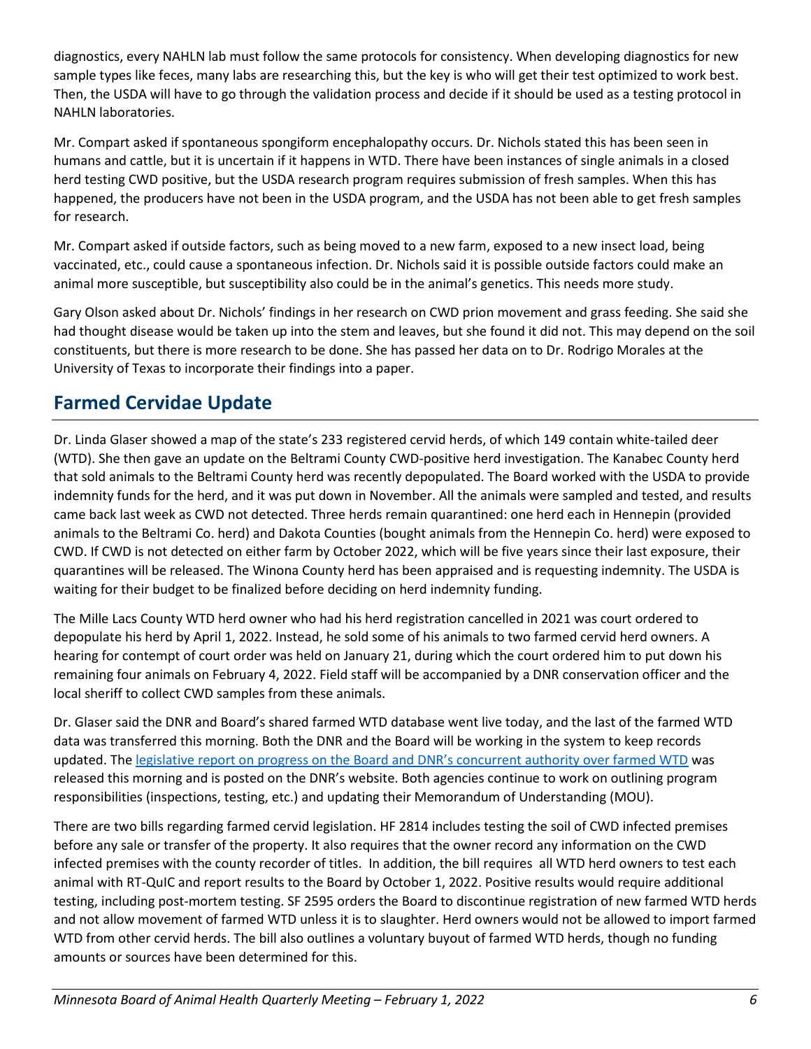diagnostics, every NAHLN lab must follow the same protocols for consistency. When developing diagnostics for new sample types like feces, many labs are researching this, but the key is who will get their test optimized to work best. Then, the USDA will have to go through the validation process and decide if it should be used as a testing protocol in NAHLN laboratories.

Mr. Compart asked if spontaneous spongiform encephalopathy occurs. Dr. Nichols stated this has been seen in humans and cattle, but it is uncertain if it happens in WTD. There have been instances of single animals in a closed herd testing CWD positive, but the USDA research program requires submission of fresh samples. When this has happened, the producers have not been in the USDA program, and the USDA has not been able to get fresh samples for research.

Mr. Compart asked if outside factors, such as being moved to a new farm, exposed to a new insect load, being vaccinated, etc., could cause a spontaneous infection. Dr. Nichols said it is possible outside factors could make an animal more susceptible, but susceptibility also could be in the animal's genetics. This needs more study.

Gary Olson asked about Dr. Nichols' findings in her research on CWD prion movement and grass feeding. She said she had thought disease would be taken up into the stem and leaves, but she found it did not. This may depend on the soil constituents, but there is more research to be done. She has passed her data on to Dr. Rodrigo Morales at the University of Texas to incorporate their findings into a paper.

## Farmed Cervidae Update

Dr. Linda Glaser showed a map of the state's 233 registered cervid herds, of which 149 contain white-tailed deer (WTD). She then gave an update on the Beltrami County CWD-positive herd investigation. The Kanabec County herd that sold animals to the Beltrami County herd was recently depopulated. The Board worked with the USDA to provide indemnity funds for the herd, and it was put down in November. All the animals were sampled and tested, and results came back last week as CWD not detected. Three herds remain quarantined: one herd each in Hennepin (provided animals to the Beltrami Co. herd) and Dakota Counties (bought animals from the Hennepin Co. herd) were exposed to CWD. If CWD is not detected on either farm by October 2022, which will be five years since their last exposure, their quarantines will be released. The Winona County herd has been appraised and is requesting indemnity. The USDA is waiting for their budget to be finalized before deciding on herd indemnity funding.

The Mille Lacs County WTD herd owner who had his herd registration cancelled in 2021 was court ordered to depopulate his herd by April 1, 2022. Instead, he sold some of his animals to two farmed cervid herd owners. A hearing for contempt of court order was held on January 21, during which the court ordered him to put down his remaining four animals on February 4, 2022. Field staff will be accompanied by a DNR conservation officer and the local sheriff to collect CWD samples from these animals.

Dr. Glaser said the DNR and Board's shared farmed WTD database went live today, and the last of the farmed WTD data was transferred this morning. Both the DNR and the Board will be working in the system to keep records updated. The legislative report on progress on the Board and DNR's concurrent authority over farmed WTD was released this morning and is posted on the DNR's website. Both agencies continue to work on outlining program responsibilities (inspections, testing, etc.) and updating their Memorandum of Understanding (MOU).

There are two bills regarding farmed cervid legislation. HF 2814 includes testing the soil of CWD infected premises before any sale or transfer of the property. It also requires that the owner record any information on the CWD infected premises with the county recorder of titles. In addition, the bill requires all WTD herd owners to test each animal with RT-QuIC and report results to the Board by October 1, 2022. Positive results would require additional testing, including post-mortem testing. SF 2595 orders the Board to discontinue registration of new farmed WTD herds and not allow movement of farmed WTD unless it is to slaughter. Herd owners would not be allowed to import farmed WTD from other cervid herds. The bill also outlines a voluntary buyout of farmed WTD herds, though no funding amounts or sources have been determined for this.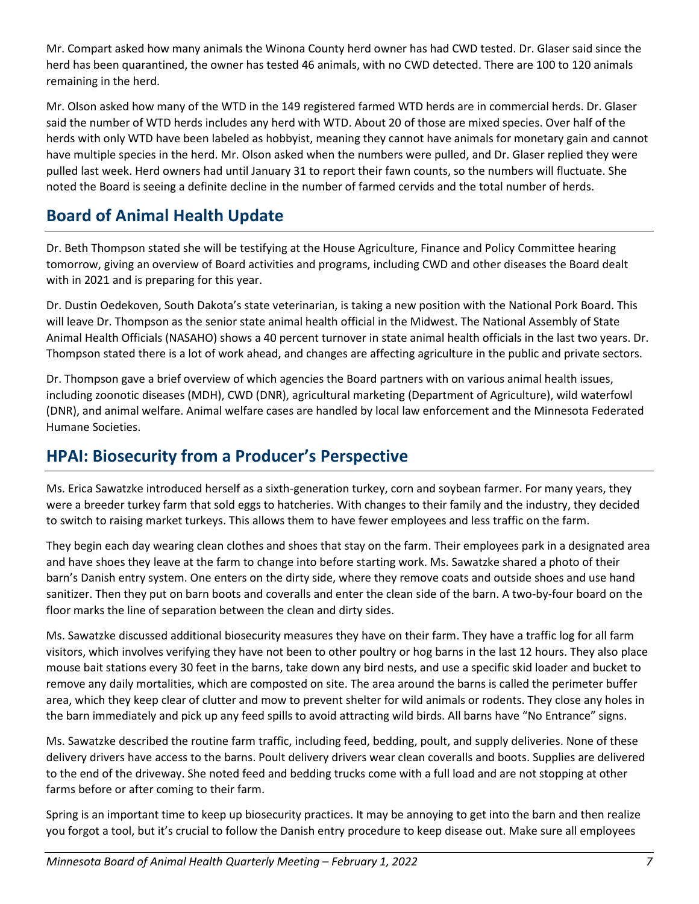Mr. Compart asked how many animals the Winona County herd owner has had CWD tested. Dr. Glaser said since the herd has been quarantined, the owner has tested 46 animals, with no CWD detected. There are 100 to 120 animals remaining in the herd.

Mr. Olson asked how many of the WTD in the 149 registered farmed WTD herds are in commercial herds. Dr. Glaser said the number of WTD herds includes any herd with WTD. About 20 of those are mixed species. Over half of the herds with only WTD have been labeled as hobbyist, meaning they cannot have animals for monetary gain and cannot have multiple species in the herd. Mr. Olson asked when the numbers were pulled, and Dr. Glaser replied they were pulled last week. Herd owners had until January 31 to report their fawn counts, so the numbers will fluctuate. She noted the Board is seeing a definite decline in the number of farmed cervids and the total number of herds.

## Board of Animal Health Update

Dr. Beth Thompson stated she will be testifying at the House Agriculture, Finance and Policy Committee hearing tomorrow, giving an overview of Board activities and programs, including CWD and other diseases the Board dealt with in 2021 and is preparing for this year.

Dr. Dustin Oedekoven, South Dakota's state veterinarian, is taking a new position with the National Pork Board. This will leave Dr. Thompson as the senior state animal health official in the Midwest. The National Assembly of State Animal Health Officials (NASAHO) shows a 40 percent turnover in state animal health officials in the last two years. Dr. Thompson stated there is a lot of work ahead, and changes are affecting agriculture in the public and private sectors.

Dr. Thompson gave a brief overview of which agencies the Board partners with on various animal health issues, including zoonotic diseases (MDH), CWD (DNR), agricultural marketing (Department of Agriculture), wild waterfowl (DNR), and animal welfare. Animal welfare cases are handled by local law enforcement and the Minnesota Federated Humane Societies.

## HPAI: Biosecurity from a Producer's Perspective

Ms. Erica Sawatzke introduced herself as a sixth-generation turkey, corn and soybean farmer. For many years, they were a breeder turkey farm that sold eggs to hatcheries. With changes to their family and the industry, they decided to switch to raising market turkeys. This allows them to have fewer employees and less traffic on the farm.

They begin each day wearing clean clothes and shoes that stay on the farm. Their employees park in a designated area and have shoes they leave at the farm to change into before starting work. Ms. Sawatzke shared a photo of their barn's Danish entry system. One enters on the dirty side, where they remove coats and outside shoes and use hand sanitizer. Then they put on barn boots and coveralls and enter the clean side of the barn. A two-by-four board on the floor marks the line of separation between the clean and dirty sides.

Ms. Sawatzke discussed additional biosecurity measures they have on their farm. They have a traffic log for all farm visitors, which involves verifying they have not been to other poultry or hog barns in the last 12 hours. They also place mouse bait stations every 30 feet in the barns, take down any bird nests, and use a specific skid loader and bucket to remove any daily mortalities, which are composted on site. The area around the barns is called the perimeter buffer area, which they keep clear of clutter and mow to prevent shelter for wild animals or rodents. They close any holes in the barn immediately and pick up any feed spills to avoid attracting wild birds. All barns have "No Entrance" signs.

Ms. Sawatzke described the routine farm traffic, including feed, bedding, poult, and supply deliveries. None of these delivery drivers have access to the barns. Poult delivery drivers wear clean coveralls and boots. Supplies are delivered to the end of the driveway. She noted feed and bedding trucks come with a full load and are not stopping at other farms before or after coming to their farm.

Spring is an important time to keep up biosecurity practices. It may be annoying to get into the barn and then realize you forgot a tool, but it's crucial to follow the Danish entry procedure to keep disease out. Make sure all employees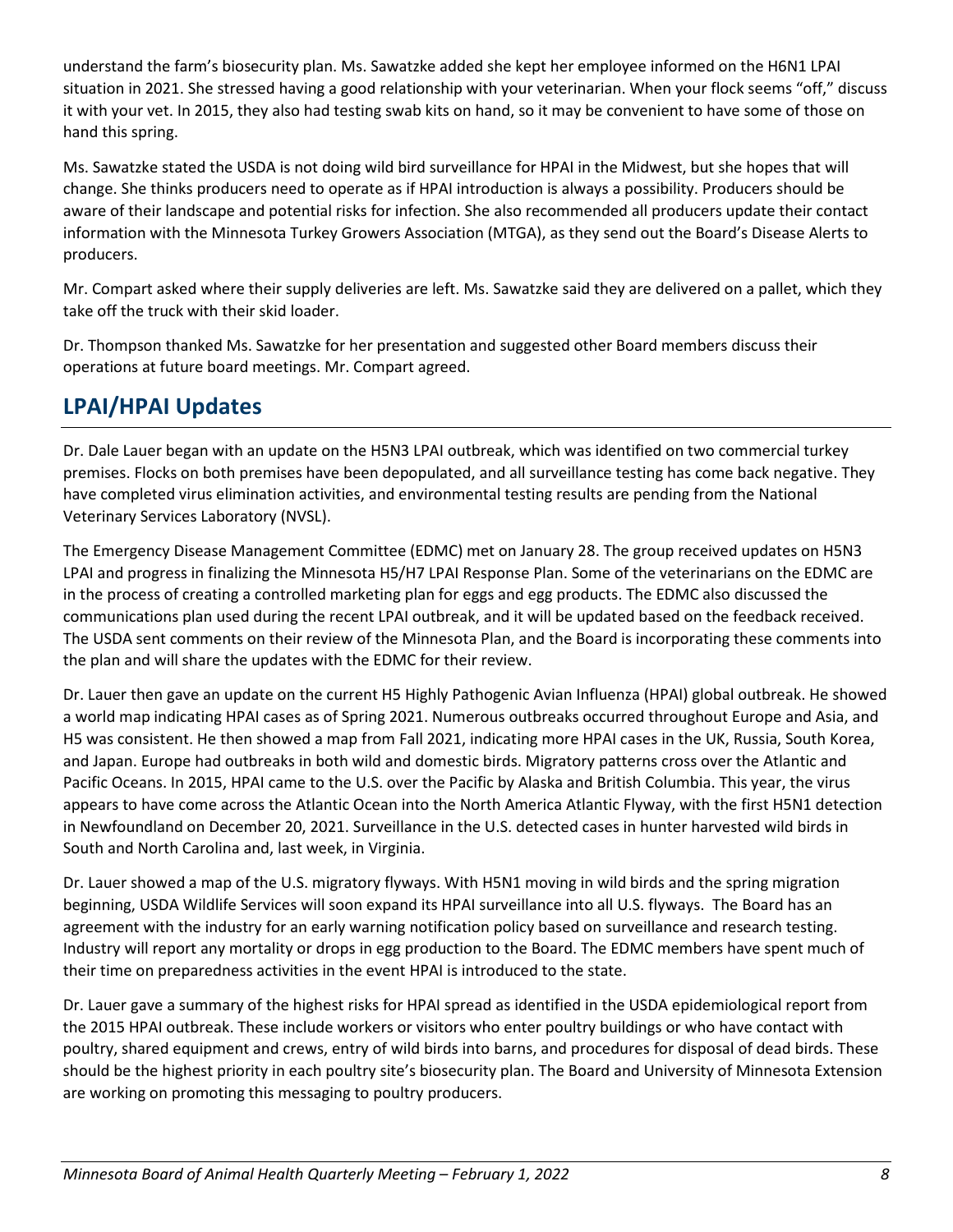understand the farm's biosecurity plan. Ms. Sawatzke added she kept her employee informed on the H6N1 LPAI situation in 2021. She stressed having a good relationship with your veterinarian. When your flock seems "off," discuss it with your vet. In 2015, they also had testing swab kits on hand, so it may be convenient to have some of those on hand this spring.

Ms. Sawatzke stated the USDA is not doing wild bird surveillance for HPAI in the Midwest, but she hopes that will change. She thinks producers need to operate as if HPAI introduction is always a possibility. Producers should be aware of their landscape and potential risks for infection. She also recommended all producers update their contact information with the Minnesota Turkey Growers Association (MTGA), as they send out the Board's Disease Alerts to producers.

Mr. Compart asked where their supply deliveries are left. Ms. Sawatzke said they are delivered on a pallet, which they take off the truck with their skid loader.

Dr. Thompson thanked Ms. Sawatzke for her presentation and suggested other Board members discuss their operations at future board meetings. Mr. Compart agreed.

## LPAI/HPAI Updates

Dr. Dale Lauer began with an update on the H5N3 LPAI outbreak, which was identified on two commercial turkey premises. Flocks on both premises have been depopulated, and all surveillance testing has come back negative. They have completed virus elimination activities, and environmental testing results are pending from the National Veterinary Services Laboratory (NVSL).

The Emergency Disease Management Committee (EDMC) met on January 28. The group received updates on H5N3 LPAI and progress in finalizing the Minnesota H5/H7 LPAI Response Plan. Some of the veterinarians on the EDMC are in the process of creating a controlled marketing plan for eggs and egg products. The EDMC also discussed the communications plan used during the recent LPAI outbreak, and it will be updated based on the feedback received. The USDA sent comments on their review of the Minnesota Plan, and the Board is incorporating these comments into the plan and will share the updates with the EDMC for their review.

Dr. Lauer then gave an update on the current H5 Highly Pathogenic Avian Influenza (HPAI) global outbreak. He showed a world map indicating HPAI cases as of Spring 2021. Numerous outbreaks occurred throughout Europe and Asia, and H5 was consistent. He then showed a map from Fall 2021, indicating more HPAI cases in the UK, Russia, South Korea, and Japan. Europe had outbreaks in both wild and domestic birds. Migratory patterns cross over the Atlantic and Pacific Oceans. In 2015, HPAI came to the U.S. over the Pacific by Alaska and British Columbia. This year, the virus appears to have come across the Atlantic Ocean into the North America Atlantic Flyway, with the first H5N1 detection in Newfoundland on December 20, 2021. Surveillance in the U.S. detected cases in hunter harvested wild birds in South and North Carolina and, last week, in Virginia.

Dr. Lauer showed a map of the U.S. migratory flyways. With H5N1 moving in wild birds and the spring migration beginning, USDA Wildlife Services will soon expand its HPAI surveillance into all U.S. flyways. The Board has an agreement with the industry for an early warning notification policy based on surveillance and research testing. Industry will report any mortality or drops in egg production to the Board. The EDMC members have spent much of their time on preparedness activities in the event HPAI is introduced to the state.

Dr. Lauer gave a summary of the highest risks for HPAI spread as identified in the USDA epidemiological report from the 2015 HPAI outbreak. These include workers or visitors who enter poultry buildings or who have contact with poultry, shared equipment and crews, entry of wild birds into barns, and procedures for disposal of dead birds. These should be the highest priority in each poultry site's biosecurity plan. The Board and University of Minnesota Extension are working on promoting this messaging to poultry producers.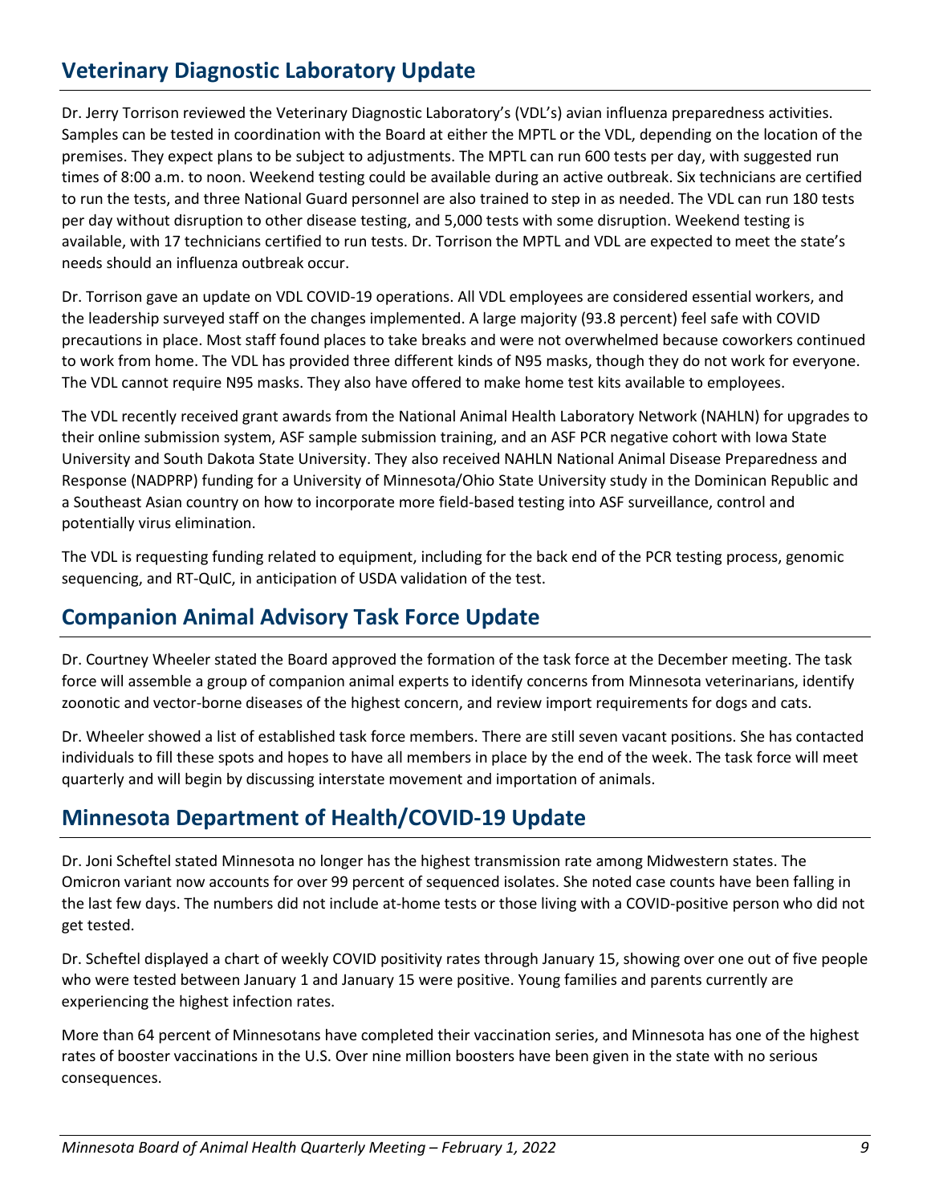## Veterinary Diagnostic Laboratory Update

Dr. Jerry Torrison reviewed the Veterinary Diagnostic Laboratory's (VDL's) avian influenza preparedness activities. Samples can be tested in coordination with the Board at either the MPTL or the VDL, depending on the location of the premises. They expect plans to be subject to adjustments. The MPTL can run 600 tests per day, with suggested run times of 8:00 a.m. to noon. Weekend testing could be available during an active outbreak. Six technicians are certified to run the tests, and three National Guard personnel are also trained to step in as needed. The VDL can run 180 tests per day without disruption to other disease testing, and 5,000 tests with some disruption. Weekend testing is available, with 17 technicians certified to run tests. Dr. Torrison the MPTL and VDL are expected to meet the state's needs should an influenza outbreak occur.

Dr. Torrison gave an update on VDL COVID-19 operations. All VDL employees are considered essential workers, and the leadership surveyed staff on the changes implemented. A large majority (93.8 percent) feel safe with COVID precautions in place. Most staff found places to take breaks and were not overwhelmed because coworkers continued to work from home. The VDL has provided three different kinds of N95 masks, though they do not work for everyone. The VDL cannot require N95 masks. They also have offered to make home test kits available to employees.

The VDL recently received grant awards from the National Animal Health Laboratory Network (NAHLN) for upgrades to their online submission system, ASF sample submission training, and an ASF PCR negative cohort with Iowa State University and South Dakota State University. They also received NAHLN National Animal Disease Preparedness and Response (NADPRP) funding for a University of Minnesota/Ohio State University study in the Dominican Republic and a Southeast Asian country on how to incorporate more field-based testing into ASF surveillance, control and potentially virus elimination.

The VDL is requesting funding related to equipment, including for the back end of the PCR testing process, genomic sequencing, and RT-QuIC, in anticipation of USDA validation of the test.

## Companion Animal Advisory Task Force Update

Dr. Courtney Wheeler stated the Board approved the formation of the task force at the December meeting. The task force will assemble a group of companion animal experts to identify concerns from Minnesota veterinarians, identify zoonotic and vector-borne diseases of the highest concern, and review import requirements for dogs and cats.

Dr. Wheeler showed a list of established task force members. There are still seven vacant positions. She has contacted individuals to fill these spots and hopes to have all members in place by the end of the week. The task force will meet quarterly and will begin by discussing interstate movement and importation of animals.

## Minnesota Department of Health/COVID-19 Update

Dr. Joni Scheftel stated Minnesota no longer has the highest transmission rate among Midwestern states. The Omicron variant now accounts for over 99 percent of sequenced isolates. She noted case counts have been falling in the last few days. The numbers did not include at-home tests or those living with a COVID-positive person who did not get tested.

Dr. Scheftel displayed a chart of weekly COVID positivity rates through January 15, showing over one out of five people who were tested between January 1 and January 15 were positive. Young families and parents currently are experiencing the highest infection rates.

More than 64 percent of Minnesotans have completed their vaccination series, and Minnesota has one of the highest rates of booster vaccinations in the U.S. Over nine million boosters have been given in the state with no serious consequences.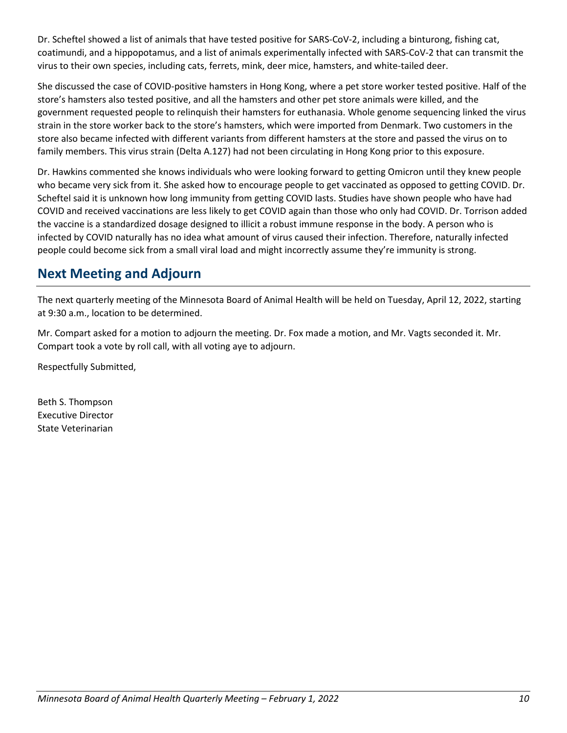Dr. Scheftel showed a list of animals that have tested positive for SARS-CoV-2, including a binturong, fishing cat, coatimundi, and a hippopotamus, and a list of animals experimentally infected with SARS-CoV-2 that can transmit the virus to their own species, including cats, ferrets, mink, deer mice, hamsters, and white-tailed deer.

She discussed the case of COVID-positive hamsters in Hong Kong, where a pet store worker tested positive. Half of the store's hamsters also tested positive, and all the hamsters and other pet store animals were killed, and the government requested people to relinquish their hamsters for euthanasia. Whole genome sequencing linked the virus strain in the store worker back to the store's hamsters, which were imported from Denmark. Two customers in the store also became infected with different variants from different hamsters at the store and passed the virus on to family members. This virus strain (Delta A.127) had not been circulating in Hong Kong prior to this exposure.

Dr. Hawkins commented she knows individuals who were looking forward to getting Omicron until they knew people who became very sick from it. She asked how to encourage people to get vaccinated as opposed to getting COVID. Dr. Scheftel said it is unknown how long immunity from getting COVID lasts. Studies have shown people who have had COVID and received vaccinations are less likely to get COVID again than those who only had COVID. Dr. Torrison added the vaccine is a standardized dosage designed to illicit a robust immune response in the body. A person who is infected by COVID naturally has no idea what amount of virus caused their infection. Therefore, naturally infected people could become sick from a small viral load and might incorrectly assume they're immunity is strong.

## Next Meeting and Adjourn

The next quarterly meeting of the Minnesota Board of Animal Health will be held on Tuesday, April 12, 2022, starting at 9:30 a.m., location to be determined.

Mr. Compart asked for a motion to adjourn the meeting. Dr. Fox made a motion, and Mr. Vagts seconded it. Mr. Compart took a vote by roll call, with all voting aye to adjourn.

Respectfully Submitted,

Beth S. Thompson
Executive Director
State Veterinarian